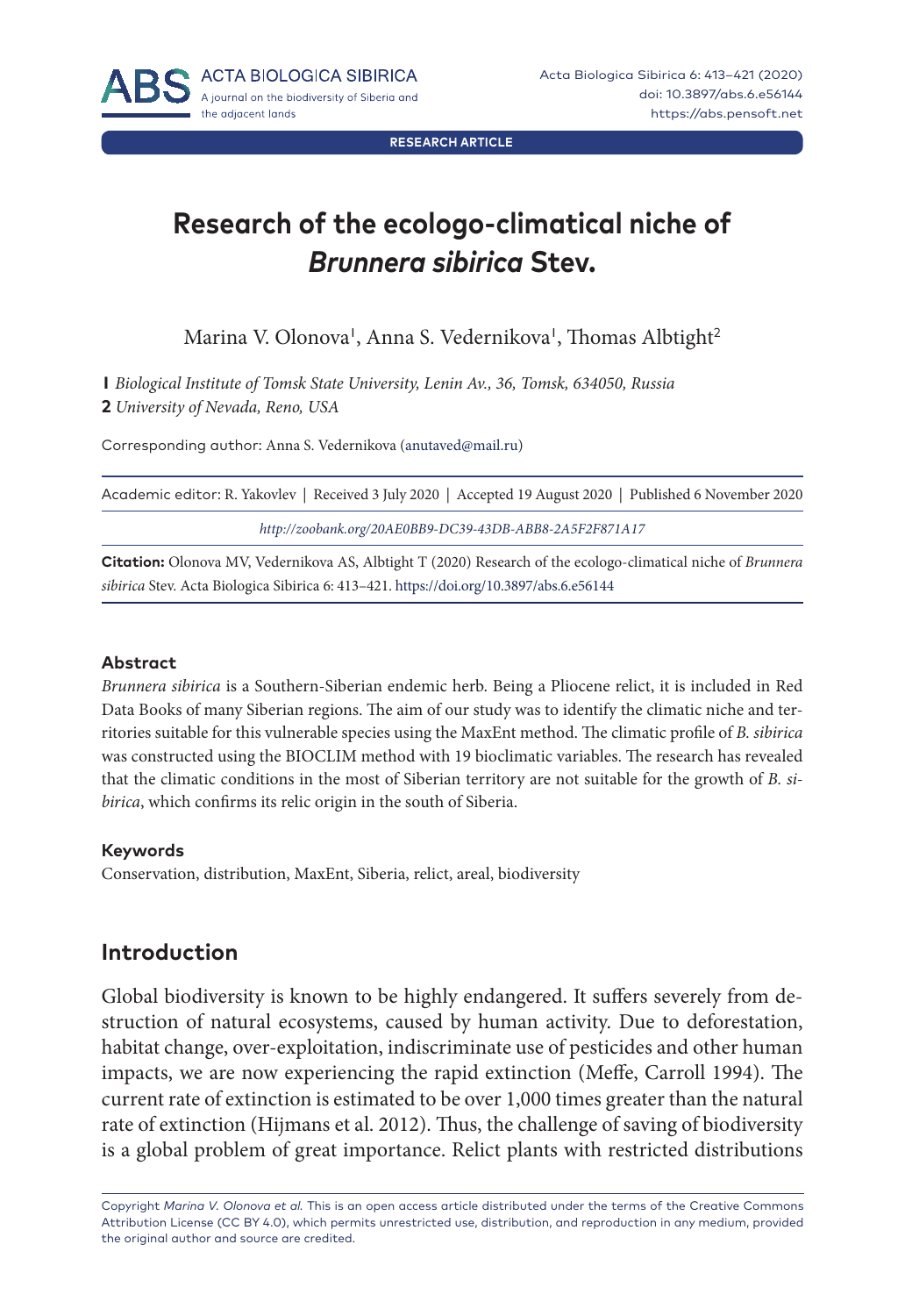RESEARCH ARTICLE

# Research of the ecologo-climatical niche of *Brunnera sibirica* Stev.

Marina V. Olonova[1], Anna S. Vedernikova[1], Thomas Albtight[2]

**1** *Biological Institute of Tomsk State University, Lenin Av., 36, Tomsk, 634050, Russia*
**2** *University of Nevada, Reno, USA*

Corresponding author: Anna S. Vedernikova (anutaved@mail.ru)

Academic editor: R. Yakovlev | Received 3 July 2020 | Accepted 19 August 2020 | Published 6 November 2020

*http://zoobank.org/20AE0BB9-DC39-43DB-ABB8-2A5F2F871A17*

**Citation:** Olonova MV, Vedernikova AS, Albtight T (2020) Research of the ecologo-climatical niche of *Brunnera sibirica* Stev. Acta Biologica Sibirica 6: 413–421. https://doi.org/10.3897/abs.6.e56144

#### Abstract

*Brunnera sibirica* is a Southern-Siberian endemic herb. Being a Pliocene relict, it is included in Red Data Books of many Siberian regions. The aim of our study was to identify the climatic niche and territories suitable for this vulnerable species using the MaxEnt method. The climatic profile of *B. sibirica* was constructed using the BIOCLIM method with 19 bioclimatic variables. The research has revealed that the climatic conditions in the most of Siberian territory are not suitable for the growth of *B. sibirica*, which confirms its relic origin in the south of Siberia.

#### Keywords

Conservation, distribution, MaxEnt, Siberia, relict, areal, biodiversity

## Introduction

Global biodiversity is known to be highly endangered. It suffers severely from destruction of natural ecosystems, caused by human activity. Due to deforestation, habitat change, over-exploitation, indiscriminate use of pesticides and other human impacts, we are now experiencing the rapid extinction (Meffe, Carroll 1994). The current rate of extinction is estimated to be over 1,000 times greater than the natural rate of extinction (Hijmans et al. 2012). Thus, the challenge of saving of biodiversity is a global problem of great importance. Relict plants with restricted distributions

Copyright *Marina V. Olonova et al.* This is an open access article distributed under the terms of the Creative Commons Attribution License (CC BY 4.0), which permits unrestricted use, distribution, and reproduction in any medium, provided the original author and source are credited.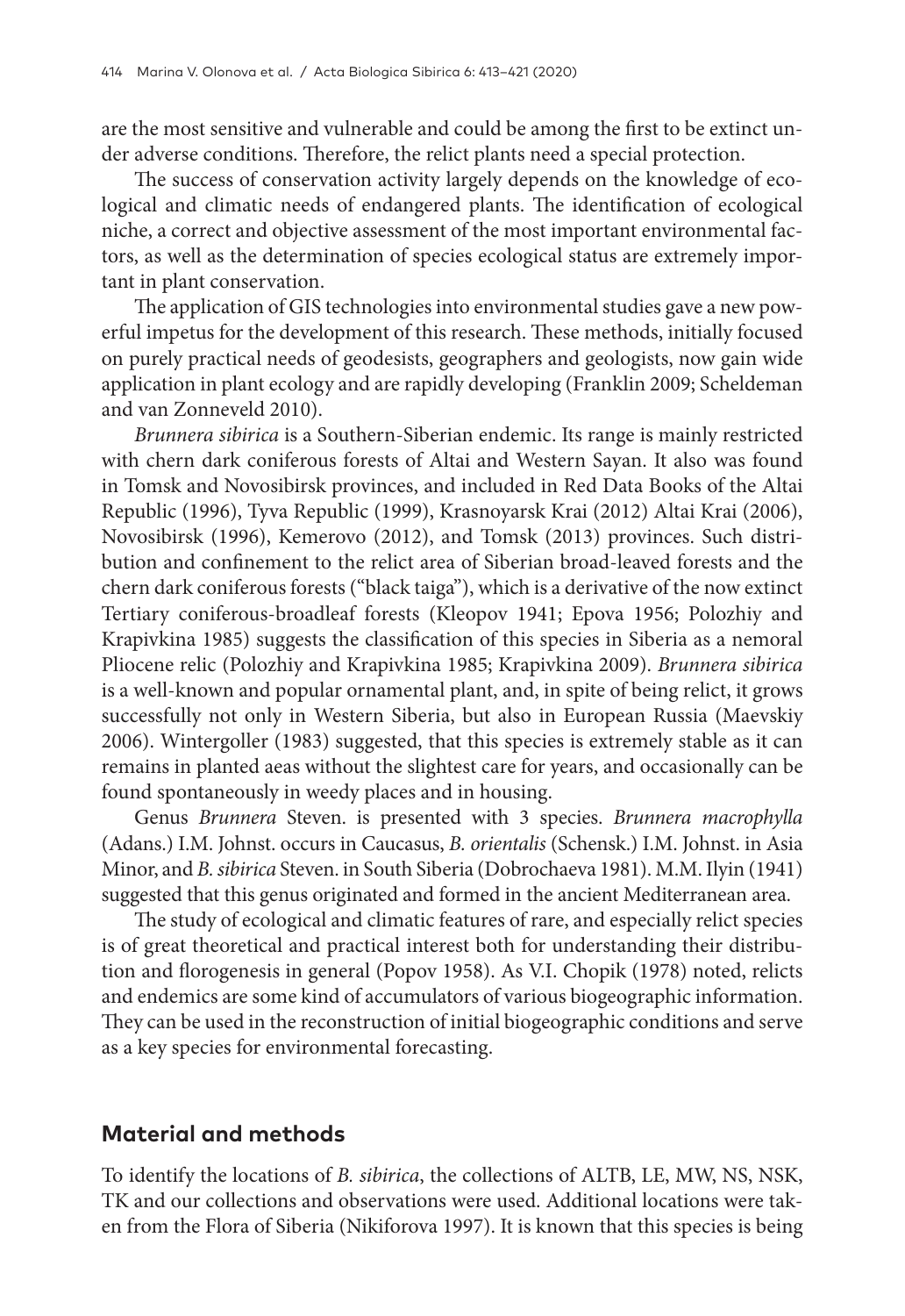are the most sensitive and vulnerable and could be among the first to be extinct under adverse conditions. Therefore, the relict plants need a special protection.

The success of conservation activity largely depends on the knowledge of ecological and climatic needs of endangered plants. The identification of ecological niche, a correct and objective assessment of the most important environmental factors, as well as the determination of species ecological status are extremely important in plant conservation.

The application of GIS technologies into environmental studies gave a new powerful impetus for the development of this research. These methods, initially focused on purely practical needs of geodesists, geographers and geologists, now gain wide application in plant ecology and are rapidly developing (Franklin 2009; Scheldeman and van Zonneveld 2010).

*Brunnera sibirica* is a Southern-Siberian endemic. Its range is mainly restricted with chern dark coniferous forests of Altai and Western Sayan. It also was found in Tomsk and Novosibirsk provinces, and included in Red Data Books of the Altai Republic (1996), Tyva Republic (1999), Krasnoyarsk Krai (2012) Altai Krai (2006), Novosibirsk (1996), Kemerovo (2012), and Tomsk (2013) provinces. Such distribution and confinement to the relict area of Siberian broad-leaved forests and the chern dark coniferous forests ("black taiga"), which is a derivative of the now extinct Tertiary coniferous-broadleaf forests (Kleopov 1941; Epova 1956; Polozhiy and Krapivkina 1985) suggests the classification of this species in Siberia as a nemoral Pliocene relic (Polozhiy and Krapivkina 1985; Krapivkina 2009). *Brunnera sibirica* is a well-known and popular ornamental plant, and, in spite of being relict, it grows successfully not only in Western Siberia, but also in European Russia (Maevskiy 2006). Wintergoller (1983) suggested, that this species is extremely stable as it can remains in planted aeas without the slightest care for years, and occasionally can be found spontaneously in weedy places and in housing.

Genus *Brunnera* Steven. is presented with 3 species. *Brunnera macrophylla* (Adans.) I.M. Johnst. occurs in Caucasus, *B. orientalis* (Schensk.) I.M. Johnst. in Asia Minor, and *B. sibirica* Steven. in South Siberia (Dobrochaeva 1981). M.M. Ilyin (1941) suggested that this genus originated and formed in the ancient Mediterranean area.

The study of ecological and climatic features of rare, and especially relict species is of great theoretical and practical interest both for understanding their distribution and florogenesis in general (Popov 1958). As V.I. Chopik (1978) noted, relicts and endemics are some kind of accumulators of various biogeographic information. They can be used in the reconstruction of initial biogeographic conditions and serve as a key species for environmental forecasting.

## Material and methods

To identify the locations of *B. sibirica*, the collections of ALTB, LE, MW, NS, NSK, TK and our collections and observations were used. Additional locations were taken from the Flora of Siberia (Nikiforova 1997). It is known that this species is being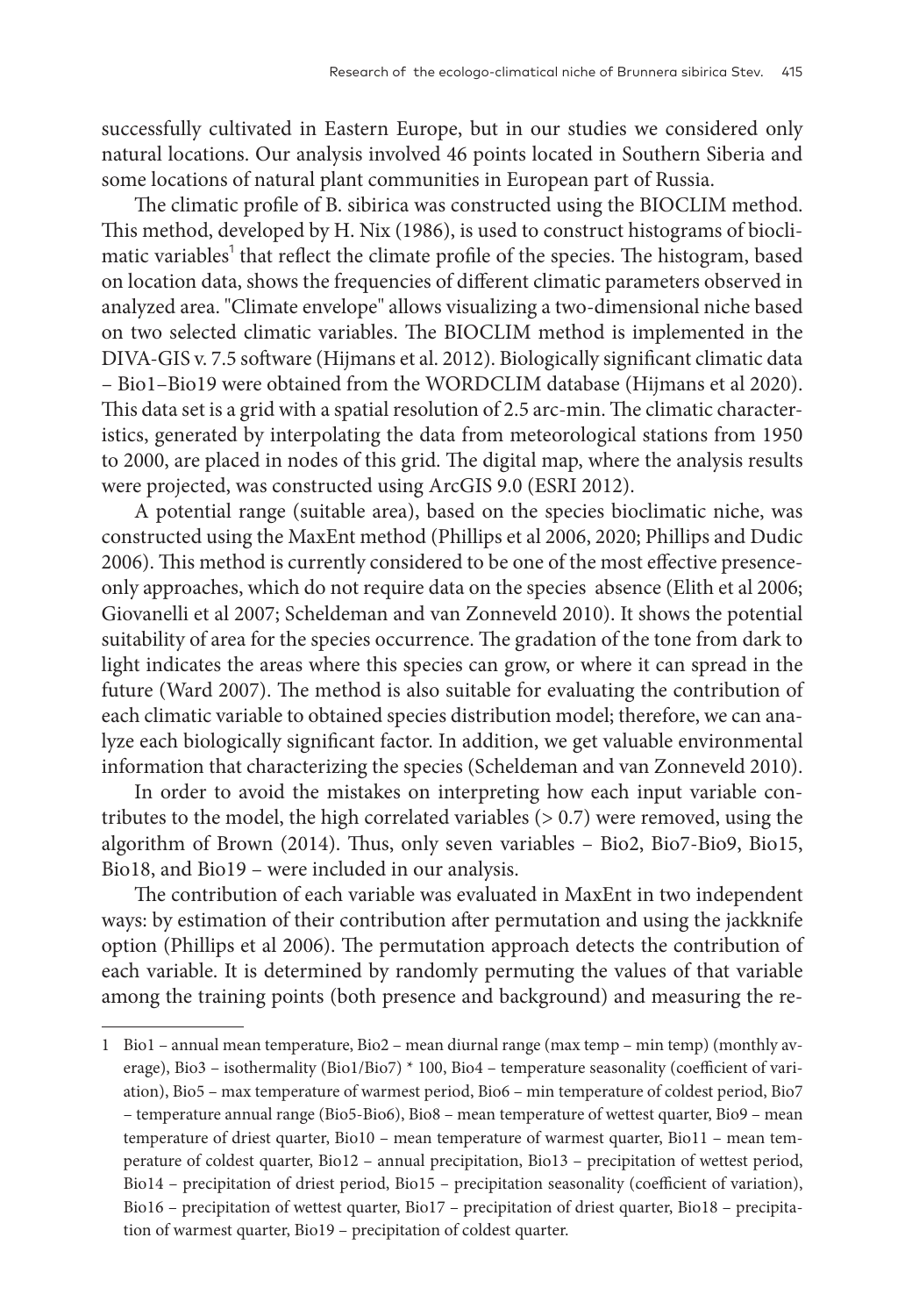successfully cultivated in Eastern Europe, but in our studies we considered only natural locations. Our analysis involved 46 points located in Southern Siberia and some locations of natural plant communities in European part of Russia.

The climatic profile of B. sibirica was constructed using the BIOCLIM method. This method, developed by H. Nix (1986), is used to construct histograms of bioclimatic variables[1] that reflect the climate profile of the species. The histogram, based on location data, shows the frequencies of different climatic parameters observed in analyzed area. "Climate envelope" allows visualizing a two-dimensional niche based on two selected climatic variables. The BIOCLIM method is implemented in the DIVA-GIS v. 7.5 software (Hijmans et al. 2012). Biologically significant climatic data – Bio1–Bio19 were obtained from the WORDCLIM database (Hijmans et al 2020). This data set is a grid with a spatial resolution of 2.5 arc-min. The climatic characteristics, generated by interpolating the data from meteorological stations from 1950 to 2000, are placed in nodes of this grid. The digital map, where the analysis results were projected, was constructed using ArcGIS 9.0 (ESRI 2012).

A potential range (suitable area), based on the species bioclimatic niche, was constructed using the MaxEnt method (Phillips et al 2006, 2020; Phillips and Dudic 2006). This method is currently considered to be one of the most effective presence-only approaches, which do not require data on the species absence (Elith et al 2006; Giovanelli et al 2007; Scheldeman and van Zonneveld 2010). It shows the potential suitability of area for the species occurrence. The gradation of the tone from dark to light indicates the areas where this species can grow, or where it can spread in the future (Ward 2007). The method is also suitable for evaluating the contribution of each climatic variable to obtained species distribution model; therefore, we can analyze each biologically significant factor. In addition, we get valuable environmental information that characterizing the species (Scheldeman and van Zonneveld 2010).

In order to avoid the mistakes on interpreting how each input variable contributes to the model, the high correlated variables (> 0.7) were removed, using the algorithm of Brown (2014). Thus, only seven variables – Bio2, Bio7-Bio9, Bio15, Bio18, and Bio19 – were included in our analysis.

The contribution of each variable was evaluated in MaxEnt in two independent ways: by estimation of their contribution after permutation and using the jackknife option (Phillips et al 2006). The permutation approach detects the contribution of each variable. It is determined by randomly permuting the values of that variable among the training points (both presence and background) and measuring the re-

---

1 Bio1 – annual mean temperature, Bio2 – mean diurnal range (max temp – min temp) (monthly average), Bio3 – isothermality (Bio1/Bio7) * 100, Bio4 – temperature seasonality (coefficient of variation), Bio5 – max temperature of warmest period, Bio6 – min temperature of coldest period, Bio7 – temperature annual range (Bio5-Bio6), Bio8 – mean temperature of wettest quarter, Bio9 – mean temperature of driest quarter, Bio10 – mean temperature of warmest quarter, Bio11 – mean temperature of coldest quarter, Bio12 – annual precipitation, Bio13 – precipitation of wettest period, Bio14 – precipitation of driest period, Bio15 – precipitation seasonality (coefficient of variation), Bio16 – precipitation of wettest quarter, Bio17 – precipitation of driest quarter, Bio18 – precipitation of warmest quarter, Bio19 – precipitation of coldest quarter.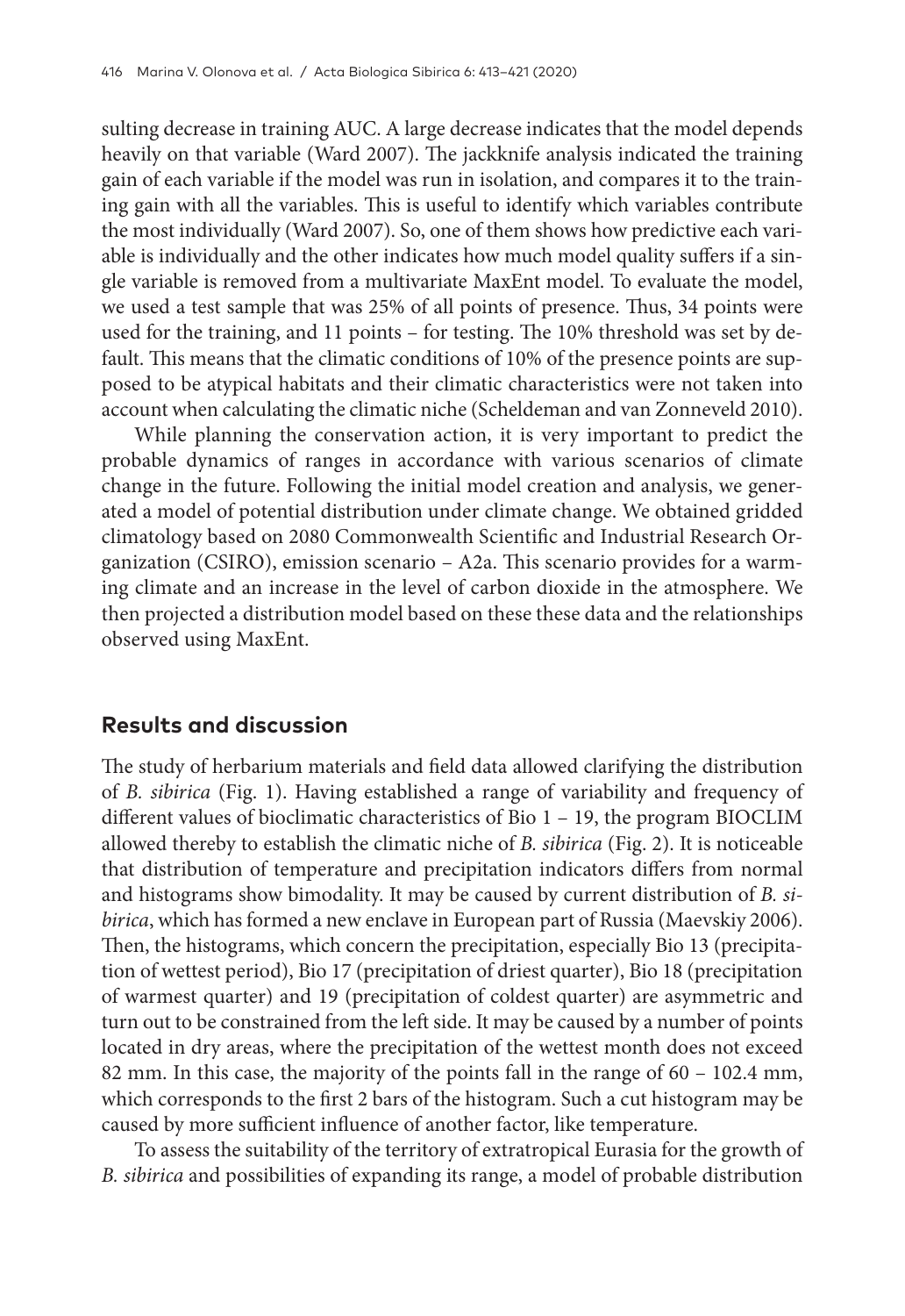sulting decrease in training AUC. A large decrease indicates that the model depends heavily on that variable (Ward 2007). The jackknife analysis indicated the training gain of each variable if the model was run in isolation, and compares it to the training gain with all the variables. This is useful to identify which variables contribute the most individually (Ward 2007). So, one of them shows how predictive each variable is individually and the other indicates how much model quality suffers if a single variable is removed from a multivariate MaxEnt model. To evaluate the model, we used a test sample that was 25% of all points of presence. Thus, 34 points were used for the training, and 11 points – for testing. The 10% threshold was set by default. This means that the climatic conditions of 10% of the presence points are supposed to be atypical habitats and their climatic characteristics were not taken into account when calculating the climatic niche (Scheldeman and van Zonneveld 2010).

While planning the conservation action, it is very important to predict the probable dynamics of ranges in accordance with various scenarios of climate change in the future. Following the initial model creation and analysis, we generated a model of potential distribution under climate change. We obtained gridded climatology based on 2080 Commonwealth Scientific and Industrial Research Organization (CSIRO), emission scenario – A2a. This scenario provides for a warming climate and an increase in the level of carbon dioxide in the atmosphere. We then projected a distribution model based on these these data and the relationships observed using MaxEnt.

## Results and discussion

The study of herbarium materials and field data allowed clarifying the distribution of *B. sibirica* (Fig. 1). Having established a range of variability and frequency of different values of bioclimatic characteristics of Bio 1 – 19, the program BIOCLIM allowed thereby to establish the climatic niche of *B. sibirica* (Fig. 2). It is noticeable that distribution of temperature and precipitation indicators differs from normal and histograms show bimodality. It may be caused by current distribution of *B. sibirica*, which has formed a new enclave in European part of Russia (Maevskiy 2006). Then, the histograms, which concern the precipitation, especially Bio 13 (precipitation of wettest period), Bio 17 (precipitation of driest quarter), Bio 18 (precipitation of warmest quarter) and 19 (precipitation of coldest quarter) are asymmetric and turn out to be constrained from the left side. It may be caused by a number of points located in dry areas, where the precipitation of the wettest month does not exceed 82 mm. In this case, the majority of the points fall in the range of 60 – 102.4 mm, which corresponds to the first 2 bars of the histogram. Such a cut histogram may be caused by more sufficient influence of another factor, like temperature.

To assess the suitability of the territory of extratropical Eurasia for the growth of *B. sibirica* and possibilities of expanding its range, a model of probable distribution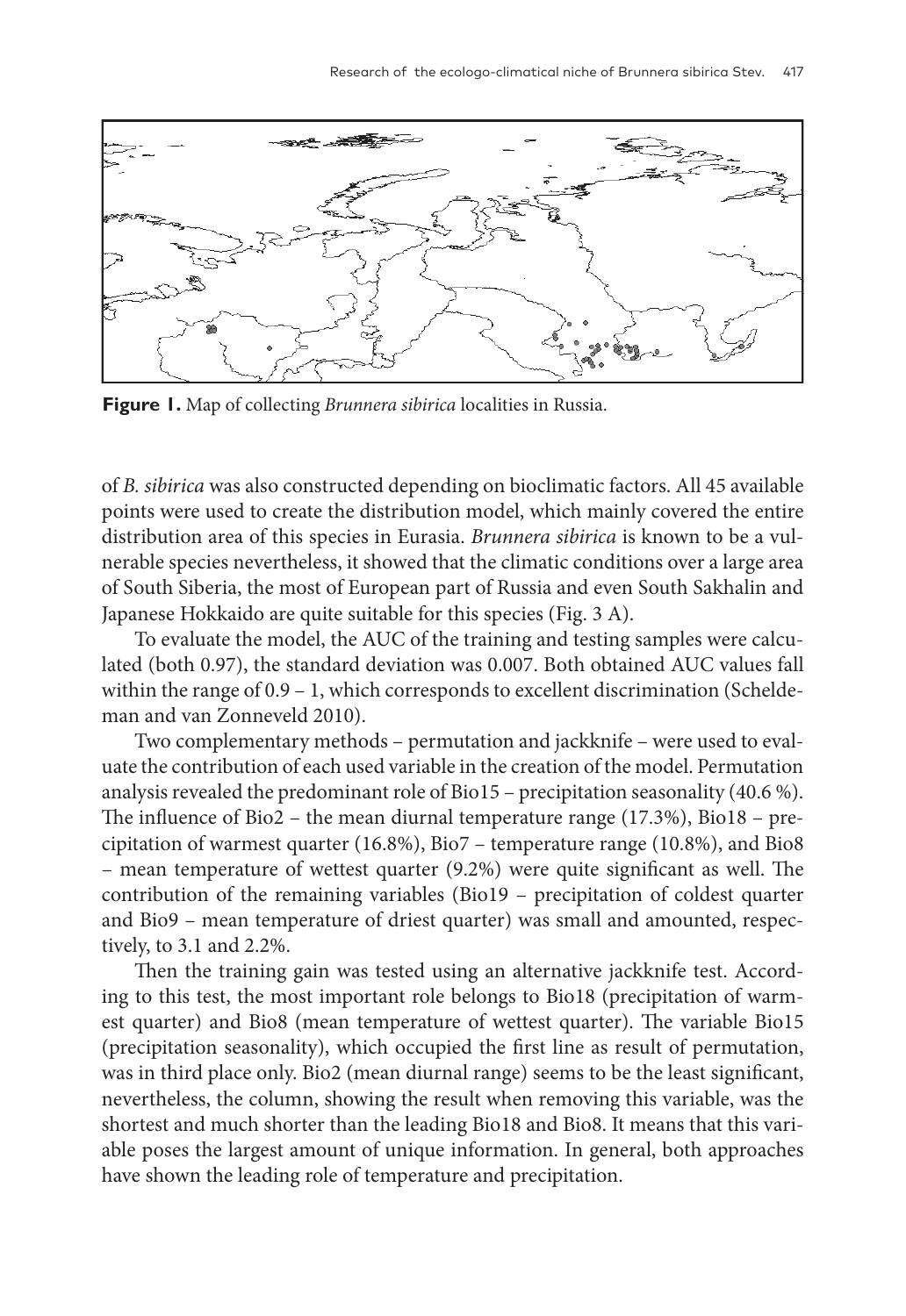**Figure 1.** Map of collecting *Brunnera sibirica* localities in Russia.

of *B. sibirica* was also constructed depending on bioclimatic factors. All 45 available points were used to create the distribution model, which mainly covered the entire distribution area of this species in Eurasia. *Brunnera sibirica* is known to be a vulnerable species nevertheless, it showed that the climatic conditions over a large area of South Siberia, the most of European part of Russia and even South Sakhalin and Japanese Hokkaido are quite suitable for this species (Fig. 3 A).

To evaluate the model, the AUC of the training and testing samples were calculated (both 0.97), the standard deviation was 0.007. Both obtained AUC values fall within the range of 0.9 – 1, which corresponds to excellent discrimination (Scheldeman and van Zonneveld 2010).

Two complementary methods – permutation and jackknife – were used to evaluate the contribution of each used variable in the creation of the model. Permutation analysis revealed the predominant role of Bio15 – precipitation seasonality (40.6 %). The influence of Bio2 – the mean diurnal temperature range (17.3%), Bio18 – precipitation of warmest quarter (16.8%), Bio7 – temperature range (10.8%), and Bio8 – mean temperature of wettest quarter (9.2%) were quite significant as well. The contribution of the remaining variables (Bio19 – precipitation of coldest quarter and Bio9 – mean temperature of driest quarter) was small and amounted, respectively, to 3.1 and 2.2%.

Then the training gain was tested using an alternative jackknife test. According to this test, the most important role belongs to Bio18 (precipitation of warmest quarter) and Bio8 (mean temperature of wettest quarter). The variable Bio15 (precipitation seasonality), which occupied the first line as result of permutation, was in third place only. Bio2 (mean diurnal range) seems to be the least significant, nevertheless, the column, showing the result when removing this variable, was the shortest and much shorter than the leading Bio18 and Bio8. It means that this variable poses the largest amount of unique information. In general, both approaches have shown the leading role of temperature and precipitation.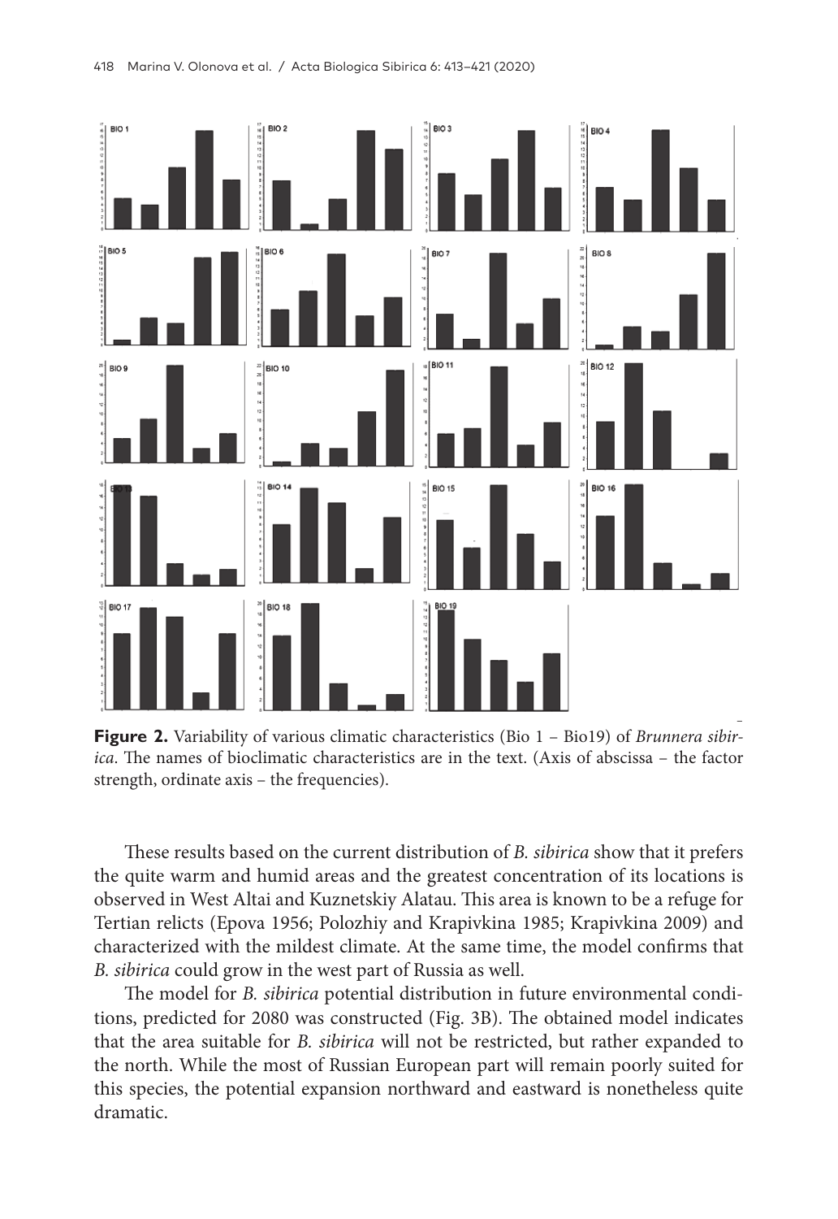**Figure 2.** Variability of various climatic characteristics (Bio 1 – Bio19) of *Brunnera sibirica*. The names of bioclimatic characteristics are in the text. (Axis of abscissa – the factor strength, ordinate axis – the frequencies).

These results based on the current distribution of *B. sibirica* show that it prefers the quite warm and humid areas and the greatest concentration of its locations is observed in West Altai and Kuznetskiy Alatau. This area is known to be a refuge for Tertian relicts (Epova 1956; Polozhiy and Krapivkina 1985; Krapivkina 2009) and characterized with the mildest climate. At the same time, the model confirms that *B. sibirica* could grow in the west part of Russia as well.

The model for *B. sibirica* potential distribution in future environmental conditions, predicted for 2080 was constructed (Fig. 3B). The obtained model indicates that the area suitable for *B. sibirica* will not be restricted, but rather expanded to the north. While the most of Russian European part will remain poorly suited for this species, the potential expansion northward and eastward is nonetheless quite dramatic.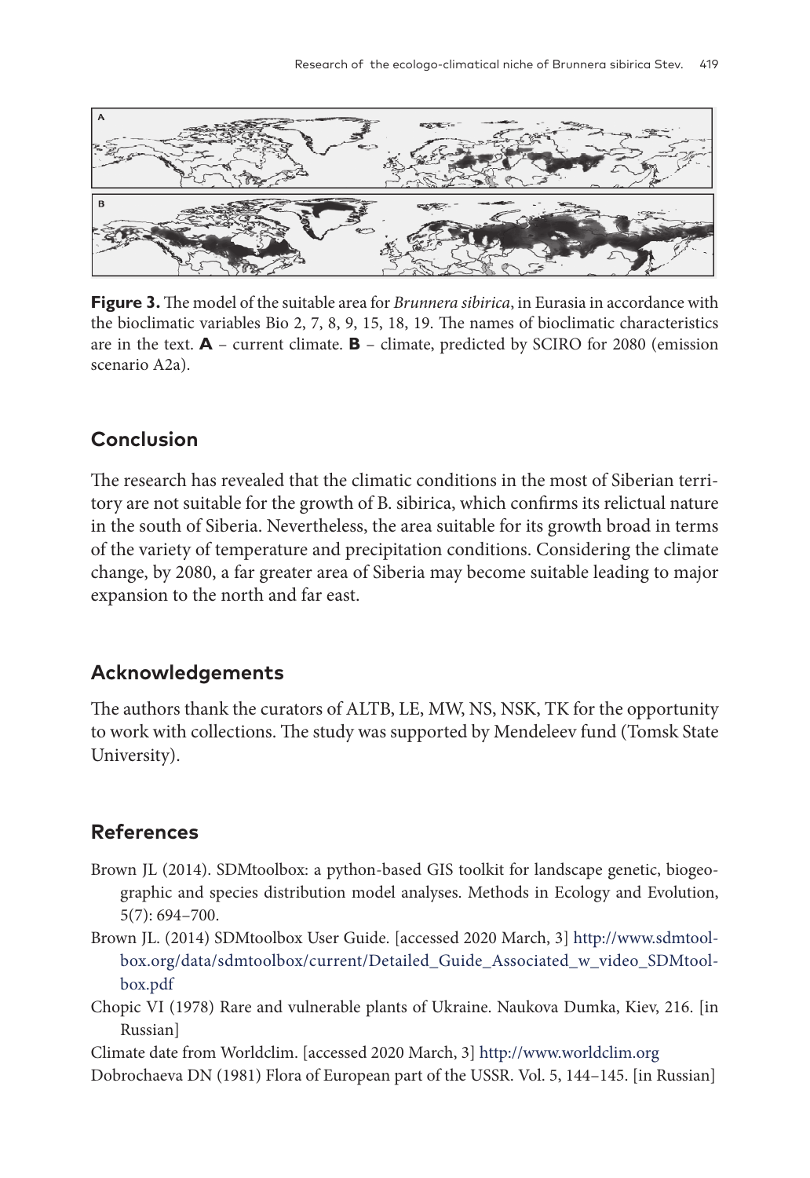**Figure 3.** The model of the suitable area for *Brunnera sibirica*, in Eurasia in accordance with the bioclimatic variables Bio 2, 7, 8, 9, 15, 18, 19. The names of bioclimatic characteristics are in the text. **A** – current climate. **B** – climate, predicted by SCIRO for 2080 (emission scenario A2a).

## Conclusion

The research has revealed that the climatic conditions in the most of Siberian territory are not suitable for the growth of B. sibirica, which confirms its relictual nature in the south of Siberia. Nevertheless, the area suitable for its growth broad in terms of the variety of temperature and precipitation conditions. Considering the climate change, by 2080, a far greater area of Siberia may become suitable leading to major expansion to the north and far east.

## Acknowledgements

The authors thank the curators of ALTB, LE, MW, NS, NSK, TK for the opportunity to work with collections. The study was supported by Mendeleev fund (Tomsk State University).

## References

Brown JL (2014). SDMtoolbox: a python-based GIS toolkit for landscape genetic, biogeographic and species distribution model analyses. Methods in Ecology and Evolution, 5(7): 694–700.

Brown JL. (2014) SDMtoolbox User Guide. [accessed 2020 March, 3] http://www.sdmtoolbox.org/data/sdmtoolbox/current/Detailed_Guide_Associated_w_video_SDMtoolbox.pdf

Chopic VI (1978) Rare and vulnerable plants of Ukraine. Naukova Dumka, Kiev, 216. [in Russian]

Climate date from Worldclim. [accessed 2020 March, 3] http://www.worldclim.org

Dobrochaeva DN (1981) Flora of European part of the USSR. Vol. 5, 144–145. [in Russian]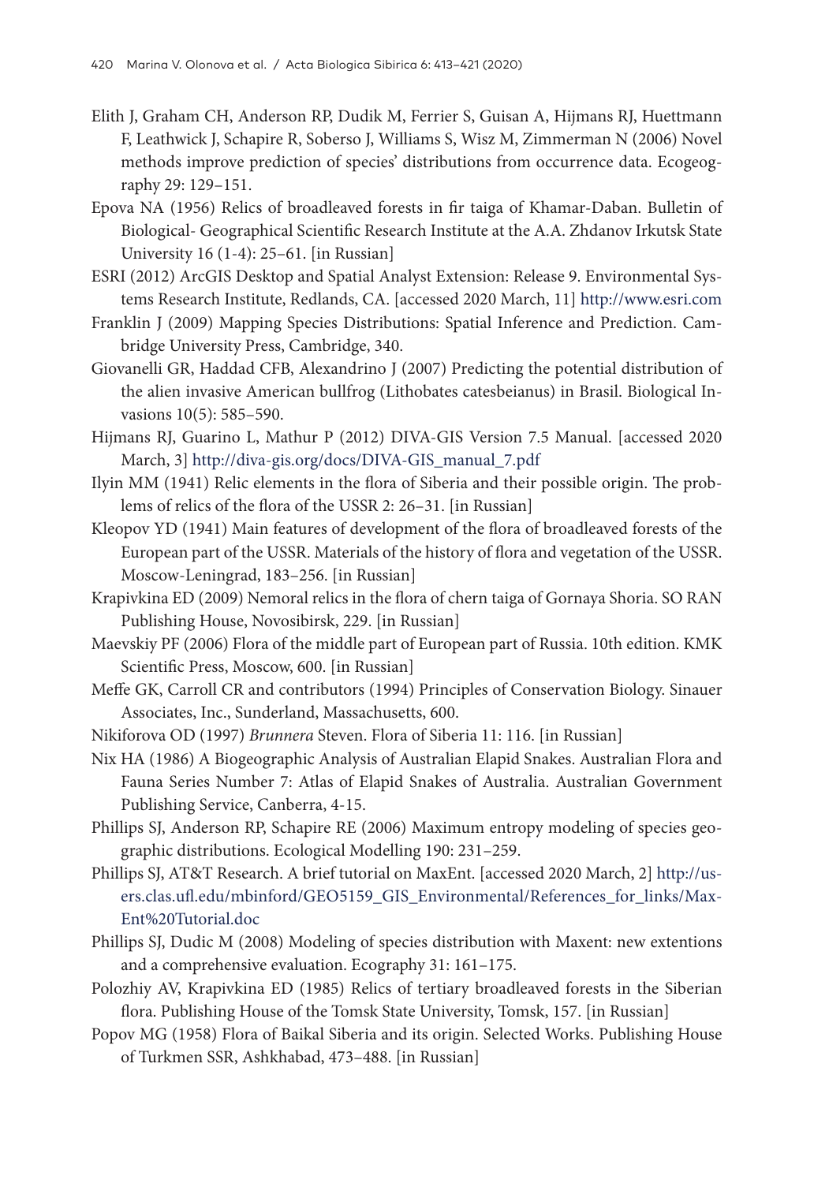Elith J, Graham CH, Anderson RP, Dudik M, Ferrier S, Guisan A, Hijmans RJ, Huettmann F, Leathwick J, Schapire R, Soberso J, Williams S, Wisz M, Zimmerman N (2006) Novel methods improve prediction of species' distributions from occurrence data. Ecogeography 29: 129–151.

Epova NA (1956) Relics of broadleaved forests in fir taiga of Khamar-Daban. Bulletin of Biological- Geographical Scientific Research Institute at the A.A. Zhdanov Irkutsk State University 16 (1-4): 25–61. [in Russian]

ESRI (2012) ArcGIS Desktop and Spatial Analyst Extension: Release 9. Environmental Systems Research Institute, Redlands, CA. [accessed 2020 March, 11] http://www.esri.com

Franklin J (2009) Mapping Species Distributions: Spatial Inference and Prediction. Cambridge University Press, Cambridge, 340.

Giovanelli GR, Haddad CFB, Alexandrino J (2007) Predicting the potential distribution of the alien invasive American bullfrog (Lithobates catesbeianus) in Brasil. Biological Invasions 10(5): 585–590.

Hijmans RJ, Guarino L, Mathur P (2012) DIVA-GIS Version 7.5 Manual. [accessed 2020 March, 3] http://diva-gis.org/docs/DIVA-GIS_manual_7.pdf

Ilyin MM (1941) Relic elements in the flora of Siberia and their possible origin. The problems of relics of the flora of the USSR 2: 26–31. [in Russian]

Kleopov YD (1941) Main features of development of the flora of broadleaved forests of the European part of the USSR. Materials of the history of flora and vegetation of the USSR. Moscow-Leningrad, 183–256. [in Russian]

Krapivkina ED (2009) Nemoral relics in the flora of chern taiga of Gornaya Shoria. SO RAN Publishing House, Novosibirsk, 229. [in Russian]

Maevskiy PF (2006) Flora of the middle part of European part of Russia. 10th edition. KMK Scientific Press, Moscow, 600. [in Russian]

Meffe GK, Carroll CR and contributors (1994) Principles of Conservation Biology. Sinauer Associates, Inc., Sunderland, Massachusetts, 600.

Nikiforova OD (1997) *Brunnera* Steven. Flora of Siberia 11: 116. [in Russian]

Nix HA (1986) A Biogeographic Analysis of Australian Elapid Snakes. Australian Flora and Fauna Series Number 7: Atlas of Elapid Snakes of Australia. Australian Government Publishing Service, Canberra, 4-15.

Phillips SJ, Anderson RP, Schapire RE (2006) Maximum entropy modeling of species geographic distributions. Ecological Modelling 190: 231–259.

Phillips SJ, AT&T Research. A brief tutorial on MaxEnt. [accessed 2020 March, 2] http://users.clas.ufl.edu/mbinford/GEO5159_GIS_Environmental/References_for_links/MaxEnt%20Tutorial.doc

Phillips SJ, Dudic M (2008) Modeling of species distribution with Maxent: new extentions and a comprehensive evaluation. Ecography 31: 161–175.

Polozhiy AV, Krapivkina ED (1985) Relics of tertiary broadleaved forests in the Siberian flora. Publishing House of the Tomsk State University, Tomsk, 157. [in Russian]

Popov MG (1958) Flora of Baikal Siberia and its origin. Selected Works. Publishing House of Turkmen SSR, Ashkhabad, 473–488. [in Russian]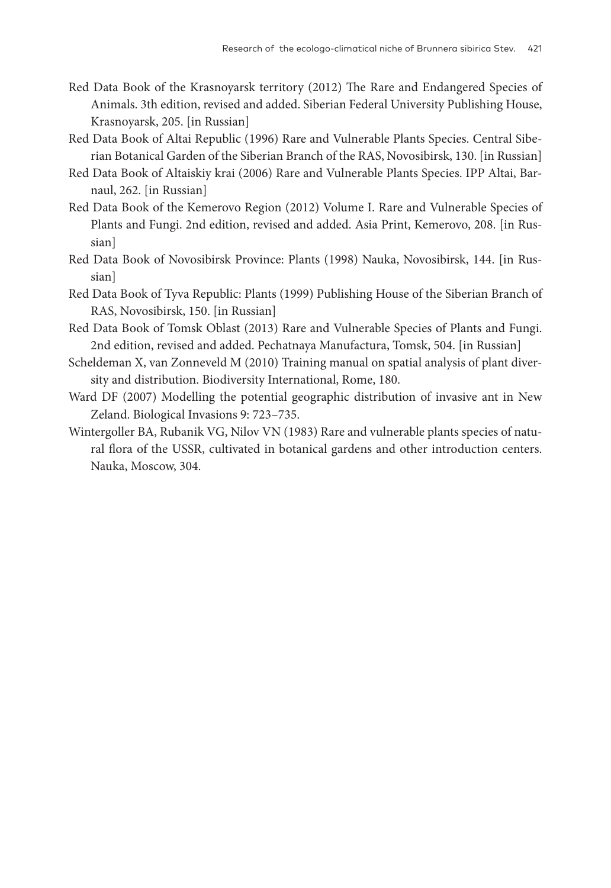Red Data Book of the Krasnoyarsk territory (2012) The Rare and Endangered Species of Animals. 3th edition, revised and added. Siberian Federal University Publishing House, Krasnoyarsk, 205. [in Russian]

Red Data Book of Altai Republic (1996) Rare and Vulnerable Plants Species. Central Siberian Botanical Garden of the Siberian Branch of the RAS, Novosibirsk, 130. [in Russian]

Red Data Book of Altaiskiy krai (2006) Rare and Vulnerable Plants Species. IPP Altai, Barnaul, 262. [in Russian]

Red Data Book of the Kemerovo Region (2012) Volume I. Rare and Vulnerable Species of Plants and Fungi. 2nd edition, revised and added. Asia Print, Kemerovo, 208. [in Russian]

Red Data Book of Novosibirsk Province: Plants (1998) Nauka, Novosibirsk, 144. [in Russian]

Red Data Book of Tyva Republic: Plants (1999) Publishing House of the Siberian Branch of RAS, Novosibirsk, 150. [in Russian]

Red Data Book of Tomsk Oblast (2013) Rare and Vulnerable Species of Plants and Fungi. 2nd edition, revised and added. Pechatnaya Manufactura, Tomsk, 504. [in Russian]

Scheldeman X, van Zonneveld M (2010) Training manual on spatial analysis of plant diversity and distribution. Biodiversity International, Rome, 180.

Ward DF (2007) Modelling the potential geographic distribution of invasive ant in New Zeland. Biological Invasions 9: 723–735.

Wintergoller BA, Rubanik VG, Nilov VN (1983) Rare and vulnerable plants species of natural flora of the USSR, cultivated in botanical gardens and other introduction centers. Nauka, Moscow, 304.